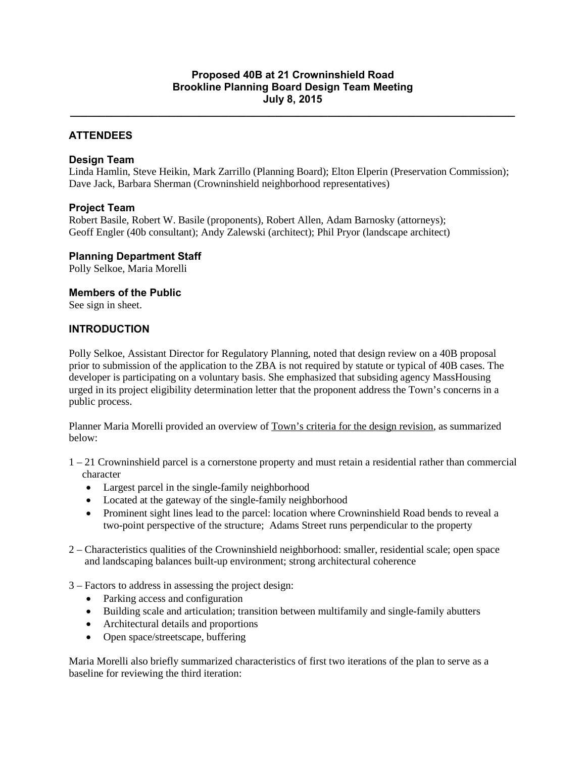# Proposed 40B at 21 Crowninshield Road
# Brookline Planning Board Design Team Meeting
# July 8, 2015

---

## ATTENDEES

### Design Team

Linda Hamlin, Steve Heikin, Mark Zarrillo (Planning Board); Elton Elperin (Preservation Commission); Dave Jack, Barbara Sherman (Crowninshield neighborhood representatives)

### Project Team

Robert Basile, Robert W. Basile (proponents), Robert Allen, Adam Barnosky (attorneys); Geoff Engler (40b consultant); Andy Zalewski (architect); Phil Pryor (landscape architect)

### Planning Department Staff

Polly Selkoe, Maria Morelli

### Members of the Public

See sign in sheet.

## INTRODUCTION

Polly Selkoe, Assistant Director for Regulatory Planning, noted that design review on a 40B proposal prior to submission of the application to the ZBA is not required by statute or typical of 40B cases. The developer is participating on a voluntary basis. She emphasized that subsiding agency MassHousing urged in its project eligibility determination letter that the proponent address the Town's concerns in a public process.

Planner Maria Morelli provided an overview of Town's criteria for the design revision, as summarized below:

1 – 21 Crowninshield parcel is a cornerstone property and must retain a residential rather than commercial character

- Largest parcel in the single-family neighborhood
- Located at the gateway of the single-family neighborhood
- Prominent sight lines lead to the parcel: location where Crowninshield Road bends to reveal a two-point perspective of the structure; Adams Street runs perpendicular to the property

2 – Characteristics qualities of the Crowninshield neighborhood: smaller, residential scale; open space and landscaping balances built-up environment; strong architectural coherence

3 – Factors to address in assessing the project design:

- Parking access and configuration
- Building scale and articulation; transition between multifamily and single-family abutters
- Architectural details and proportions
- Open space/streetscape, buffering

Maria Morelli also briefly summarized characteristics of first two iterations of the plan to serve as a baseline for reviewing the third iteration: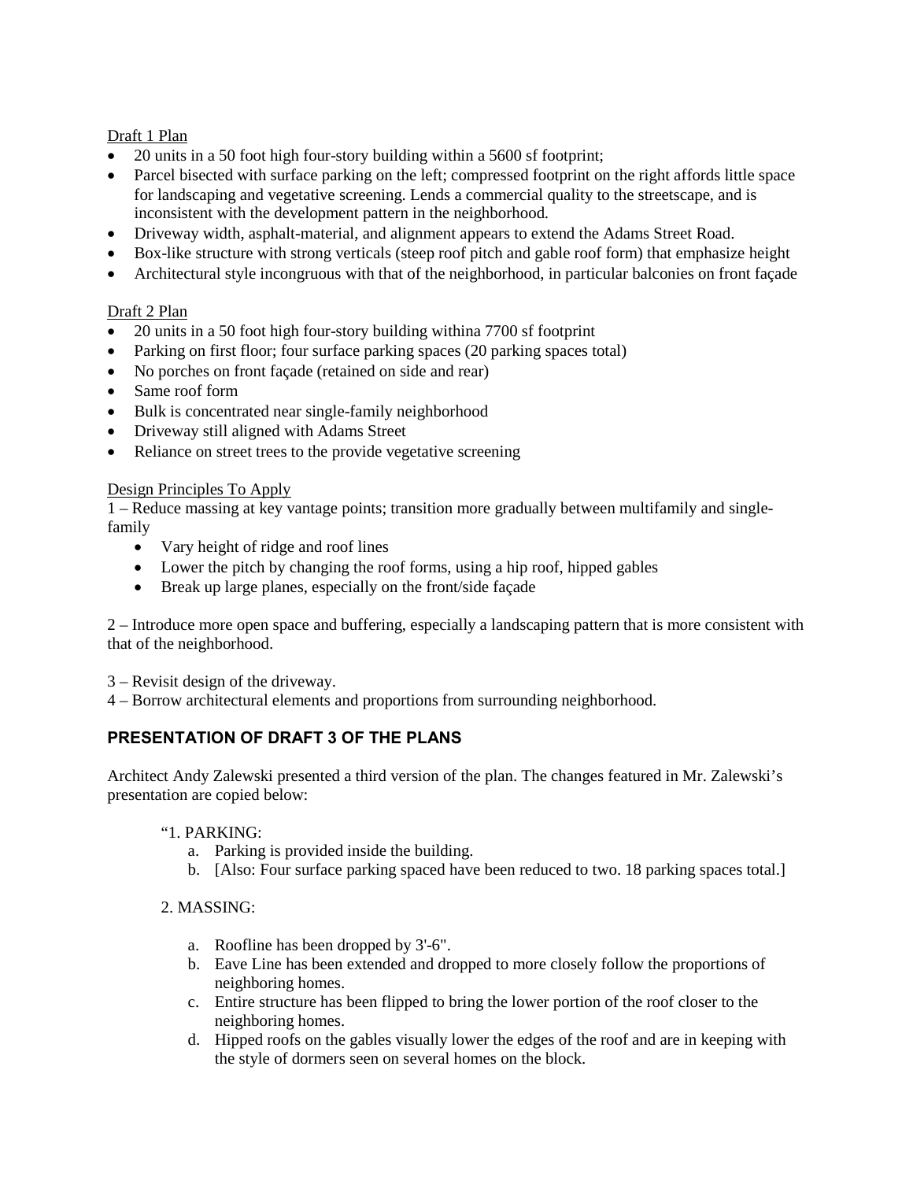Draft 1 Plan

- 20 units in a 50 foot high four-story building within a 5600 sf footprint;
- Parcel bisected with surface parking on the left; compressed footprint on the right affords little space for landscaping and vegetative screening. Lends a commercial quality to the streetscape, and is inconsistent with the development pattern in the neighborhood.
- Driveway width, asphalt-material, and alignment appears to extend the Adams Street Road.
- Box-like structure with strong verticals (steep roof pitch and gable roof form) that emphasize height
- Architectural style incongruous with that of the neighborhood, in particular balconies on front façade

Draft 2 Plan

- 20 units in a 50 foot high four-story building withina 7700 sf footprint
- Parking on first floor; four surface parking spaces (20 parking spaces total)
- No porches on front façade (retained on side and rear)
- Same roof form
- Bulk is concentrated near single-family neighborhood
- Driveway still aligned with Adams Street
- Reliance on street trees to the provide vegetative screening

Design Principles To Apply

1 – Reduce massing at key vantage points; transition more gradually between multifamily and single-family

- Vary height of ridge and roof lines
- Lower the pitch by changing the roof forms, using a hip roof, hipped gables
- Break up large planes, especially on the front/side façade

2 – Introduce more open space and buffering, especially a landscaping pattern that is more consistent with that of the neighborhood.

3 – Revisit design of the driveway.
4 – Borrow architectural elements and proportions from surrounding neighborhood.

## PRESENTATION OF DRAFT 3 OF THE PLANS

Architect Andy Zalewski presented a third version of the plan. The changes featured in Mr. Zalewski's presentation are copied below:

"1. PARKING:

a. Parking is provided inside the building.
b. [Also: Four surface parking spaced have been reduced to two. 18 parking spaces total.]

2. MASSING:

a. Roofline has been dropped by 3'-6".
b. Eave Line has been extended and dropped to more closely follow the proportions of neighboring homes.
c. Entire structure has been flipped to bring the lower portion of the roof closer to the neighboring homes.
d. Hipped roofs on the gables visually lower the edges of the roof and are in keeping with the style of dormers seen on several homes on the block.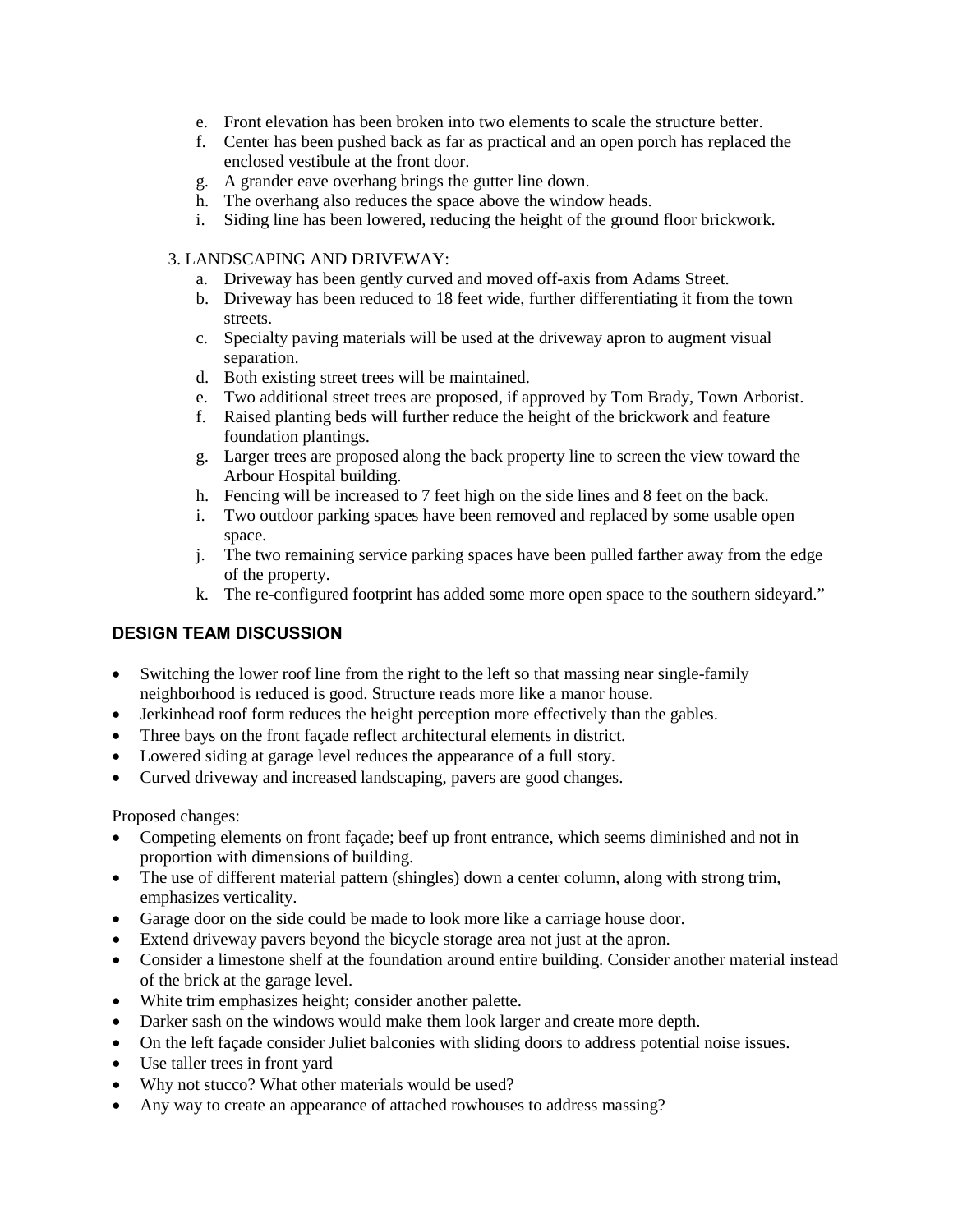e. Front elevation has been broken into two elements to scale the structure better.
f. Center has been pushed back as far as practical and an open porch has replaced the enclosed vestibule at the front door.
g. A grander eave overhang brings the gutter line down.
h. The overhang also reduces the space above the window heads.
i. Siding line has been lowered, reducing the height of the ground floor brickwork.

3. LANDSCAPING AND DRIVEWAY:
   a. Driveway has been gently curved and moved off-axis from Adams Street.
   b. Driveway has been reduced to 18 feet wide, further differentiating it from the town streets.
   c. Specialty paving materials will be used at the driveway apron to augment visual separation.
   d. Both existing street trees will be maintained.
   e. Two additional street trees are proposed, if approved by Tom Brady, Town Arborist.
   f. Raised planting beds will further reduce the height of the brickwork and feature foundation plantings.
   g. Larger trees are proposed along the back property line to screen the view toward the Arbour Hospital building.
   h. Fencing will be increased to 7 feet high on the side lines and 8 feet on the back.
   i. Two outdoor parking spaces have been removed and replaced by some usable open space.
   j. The two remaining service parking spaces have been pulled farther away from the edge of the property.
   k. The re-configured footprint has added some more open space to the southern sideyard."

## DESIGN TEAM DISCUSSION

- Switching the lower roof line from the right to the left so that massing near single-family neighborhood is reduced is good. Structure reads more like a manor house.
- Jerkinhead roof form reduces the height perception more effectively than the gables.
- Three bays on the front façade reflect architectural elements in district.
- Lowered siding at garage level reduces the appearance of a full story.
- Curved driveway and increased landscaping, pavers are good changes.

Proposed changes:

- Competing elements on front façade; beef up front entrance, which seems diminished and not in proportion with dimensions of building.
- The use of different material pattern (shingles) down a center column, along with strong trim, emphasizes verticality.
- Garage door on the side could be made to look more like a carriage house door.
- Extend driveway pavers beyond the bicycle storage area not just at the apron.
- Consider a limestone shelf at the foundation around entire building. Consider another material instead of the brick at the garage level.
- White trim emphasizes height; consider another palette.
- Darker sash on the windows would make them look larger and create more depth.
- On the left façade consider Juliet balconies with sliding doors to address potential noise issues.
- Use taller trees in front yard
- Why not stucco? What other materials would be used?
- Any way to create an appearance of attached rowhouses to address massing?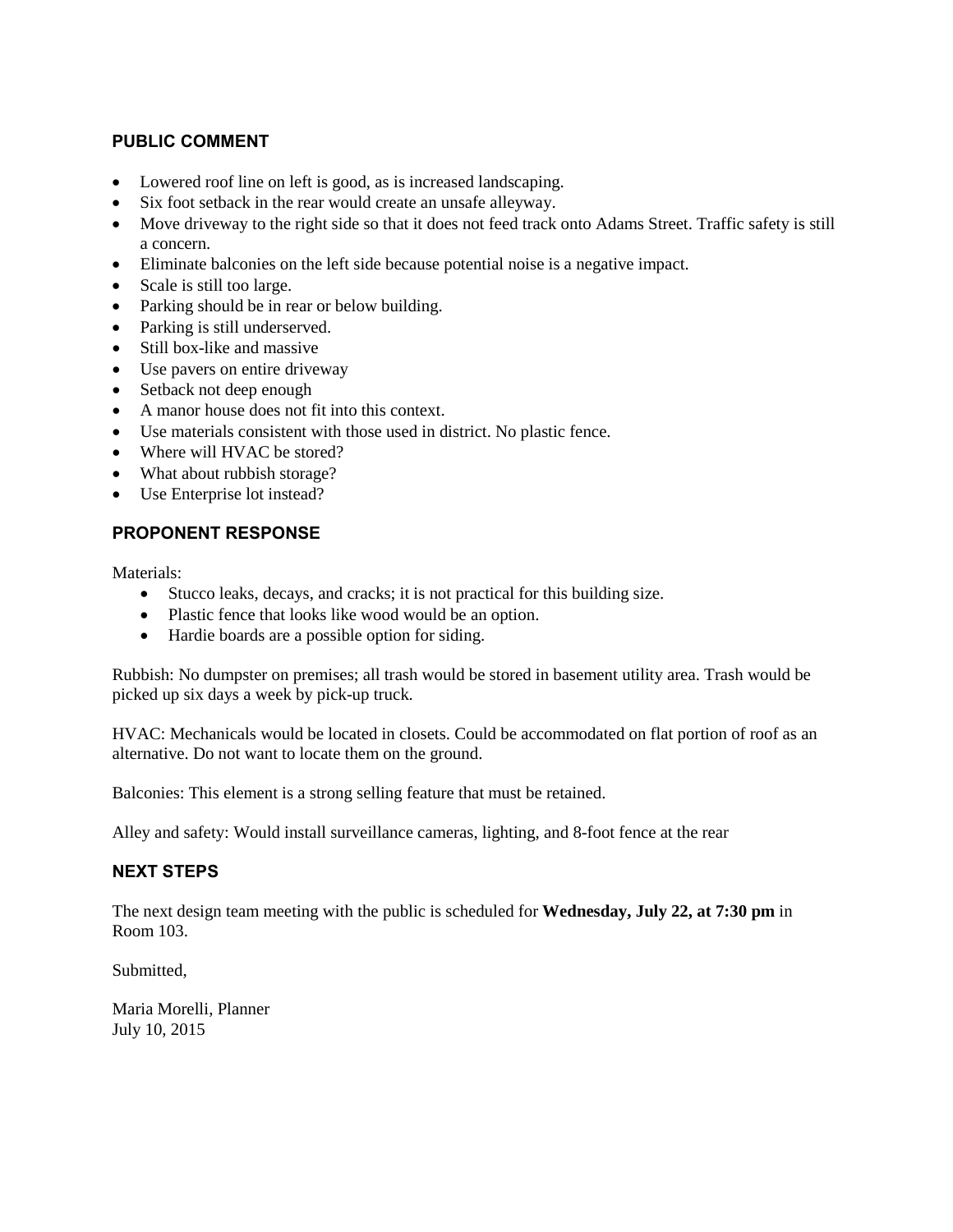## PUBLIC COMMENT

- Lowered roof line on left is good, as is increased landscaping.
- Six foot setback in the rear would create an unsafe alleyway.
- Move driveway to the right side so that it does not feed track onto Adams Street. Traffic safety is still a concern.
- Eliminate balconies on the left side because potential noise is a negative impact.
- Scale is still too large.
- Parking should be in rear or below building.
- Parking is still underserved.
- Still box-like and massive
- Use pavers on entire driveway
- Setback not deep enough
- A manor house does not fit into this context.
- Use materials consistent with those used in district. No plastic fence.
- Where will HVAC be stored?
- What about rubbish storage?
- Use Enterprise lot instead?

## PROPONENT RESPONSE

Materials:

- Stucco leaks, decays, and cracks; it is not practical for this building size.
- Plastic fence that looks like wood would be an option.
- Hardie boards are a possible option for siding.

Rubbish: No dumpster on premises; all trash would be stored in basement utility area. Trash would be picked up six days a week by pick-up truck.

HVAC: Mechanicals would be located in closets. Could be accommodated on flat portion of roof as an alternative. Do not want to locate them on the ground.

Balconies: This element is a strong selling feature that must be retained.

Alley and safety: Would install surveillance cameras, lighting, and 8-foot fence at the rear

## NEXT STEPS

The next design team meeting with the public is scheduled for **Wednesday, July 22, at 7:30 pm** in Room 103.

Submitted,

Maria Morelli, Planner
July 10, 2015